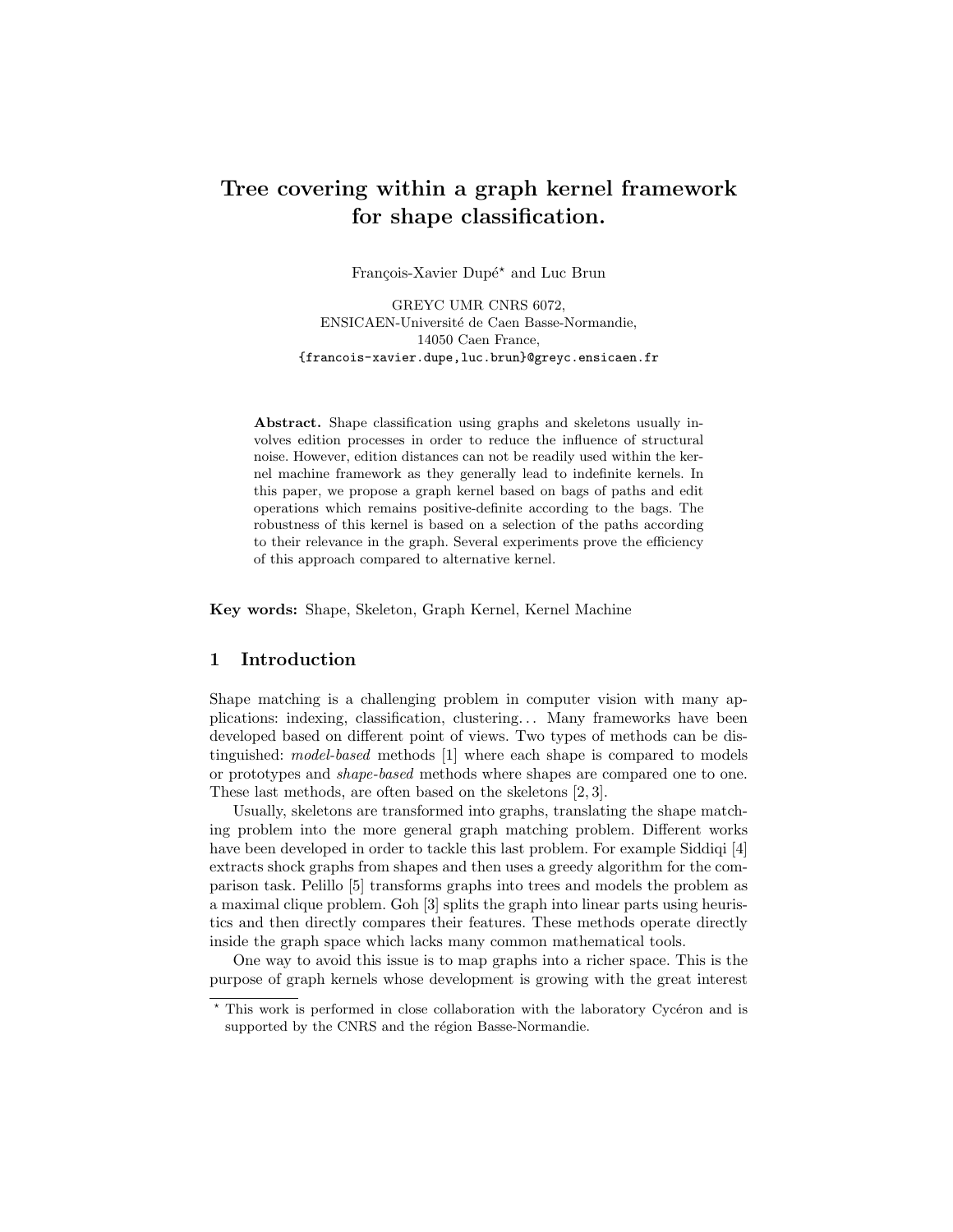# Tree covering within a graph kernel framework for shape classification.

François-Xavier Dupé* and Luc Brun

GREYC UMR CNRS 6072,
ENSICAEN-Université de Caen Basse-Normandie,
14050 Caen France,
{francois-xavier.dupe,luc.brun}@greyc.ensicaen.fr

**Abstract.** Shape classification using graphs and skeletons usually involves edition processes in order to reduce the influence of structural noise. However, edition distances can not be readily used within the kernel machine framework as they generally lead to indefinite kernels. In this paper, we propose a graph kernel based on bags of paths and edit operations which remains positive-definite according to the bags. The robustness of this kernel is based on a selection of the paths according to their relevance in the graph. Several experiments prove the efficiency of this approach compared to alternative kernel.

**Key words:** Shape, Skeleton, Graph Kernel, Kernel Machine

## 1 Introduction

Shape matching is a challenging problem in computer vision with many applications: indexing, classification, clustering... Many frameworks have been developed based on different point of views. Two types of methods can be distinguished: *model-based* methods [1] where each shape is compared to models or prototypes and *shape-based* methods where shapes are compared one to one. These last methods, are often based on the skeletons [2, 3].

Usually, skeletons are transformed into graphs, translating the shape matching problem into the more general graph matching problem. Different works have been developed in order to tackle this last problem. For example Siddiqi [4] extracts shock graphs from shapes and then uses a greedy algorithm for the comparison task. Pelillo [5] transforms graphs into trees and models the problem as a maximal clique problem. Goh [3] splits the graph into linear parts using heuristics and then directly compares their features. These methods operate directly inside the graph space which lacks many common mathematical tools.

One way to avoid this issue is to map graphs into a richer space. This is the purpose of graph kernels whose development is growing with the great interest

* This work is performed in close collaboration with the laboratory Cycéron and is supported by the CNRS and the région Basse-Normandie.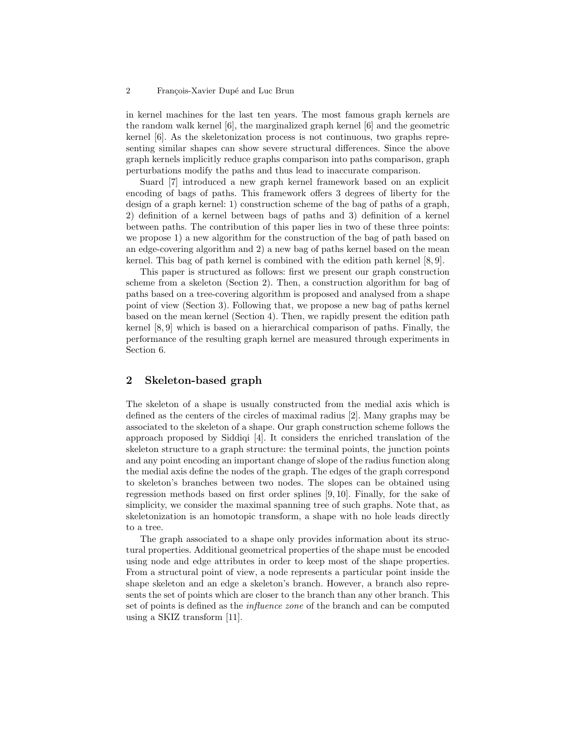in kernel machines for the last ten years. The most famous graph kernels are the random walk kernel [6], the marginalized graph kernel [6] and the geometric kernel [6]. As the skeletonization process is not continuous, two graphs representing similar shapes can show severe structural differences. Since the above graph kernels implicitly reduce graphs comparison into paths comparison, graph perturbations modify the paths and thus lead to inaccurate comparison.

Suard [7] introduced a new graph kernel framework based on an explicit encoding of bags of paths. This framework offers 3 degrees of liberty for the design of a graph kernel: 1) construction scheme of the bag of paths of a graph, 2) definition of a kernel between bags of paths and 3) definition of a kernel between paths. The contribution of this paper lies in two of these three points: we propose 1) a new algorithm for the construction of the bag of path based on an edge-covering algorithm and 2) a new bag of paths kernel based on the mean kernel. This bag of path kernel is combined with the edition path kernel [8, 9].

This paper is structured as follows: first we present our graph construction scheme from a skeleton (Section 2). Then, a construction algorithm for bag of paths based on a tree-covering algorithm is proposed and analysed from a shape point of view (Section 3). Following that, we propose a new bag of paths kernel based on the mean kernel (Section 4). Then, we rapidly present the edition path kernel [8, 9] which is based on a hierarchical comparison of paths. Finally, the performance of the resulting graph kernel are measured through experiments in Section 6.

## 2 Skeleton-based graph

The skeleton of a shape is usually constructed from the medial axis which is defined as the centers of the circles of maximal radius [2]. Many graphs may be associated to the skeleton of a shape. Our graph construction scheme follows the approach proposed by Siddiqi [4]. It considers the enriched translation of the skeleton structure to a graph structure: the terminal points, the junction points and any point encoding an important change of slope of the radius function along the medial axis define the nodes of the graph. The edges of the graph correspond to skeleton's branches between two nodes. The slopes can be obtained using regression methods based on first order splines [9, 10]. Finally, for the sake of simplicity, we consider the maximal spanning tree of such graphs. Note that, as skeletonization is an homotopic transform, a shape with no hole leads directly to a tree.

The graph associated to a shape only provides information about its structural properties. Additional geometrical properties of the shape must be encoded using node and edge attributes in order to keep most of the shape properties. From a structural point of view, a node represents a particular point inside the shape skeleton and an edge a skeleton's branch. However, a branch also represents the set of points which are closer to the branch than any other branch. This set of points is defined as the *influence zone* of the branch and can be computed using a SKIZ transform [11].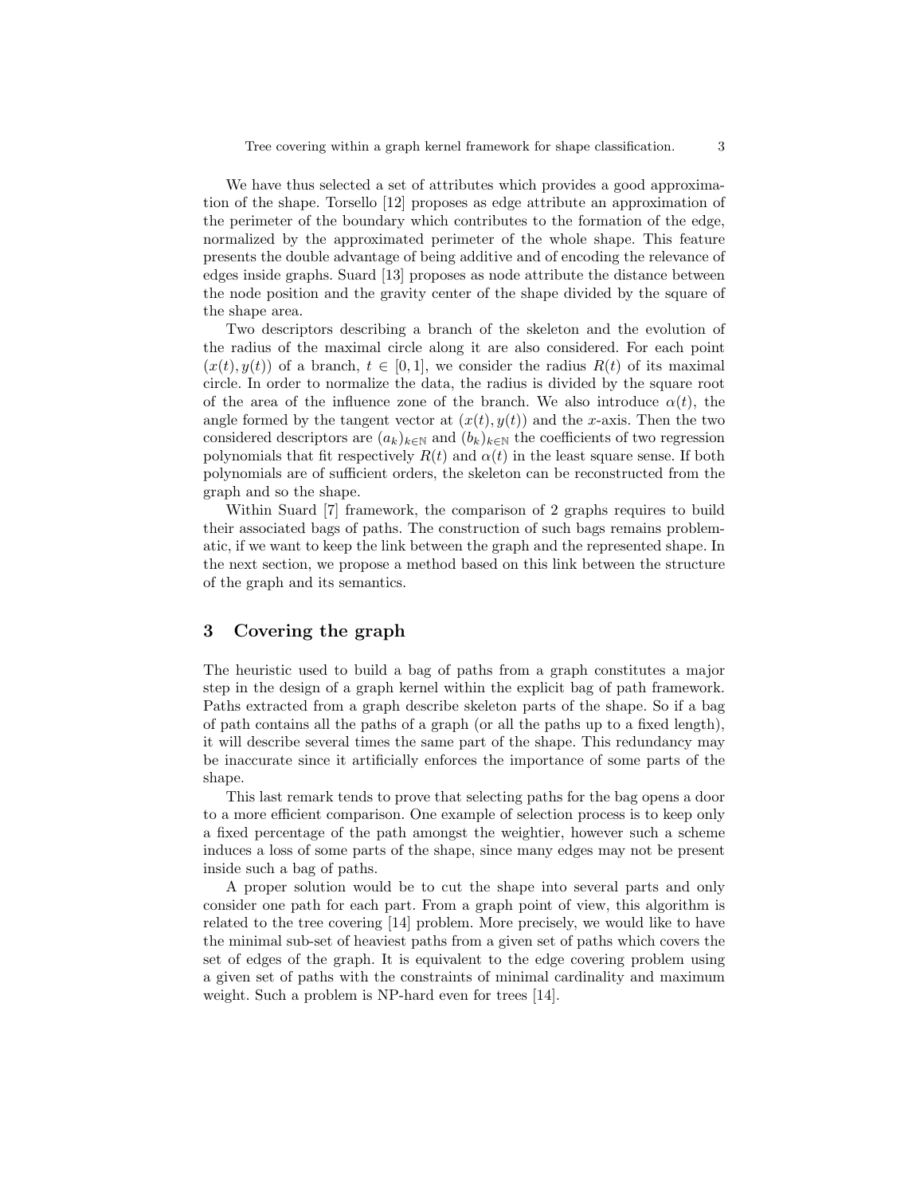We have thus selected a set of attributes which provides a good approximation of the shape. Torsello [12] proposes as edge attribute an approximation of the perimeter of the boundary which contributes to the formation of the edge, normalized by the approximated perimeter of the whole shape. This feature presents the double advantage of being additive and of encoding the relevance of edges inside graphs. Suard [13] proposes as node attribute the distance between the node position and the gravity center of the shape divided by the square of the shape area.

Two descriptors describing a branch of the skeleton and the evolution of the radius of the maximal circle along it are also considered. For each point $(x(t), y(t))$ of a branch, $t \in [0, 1]$, we consider the radius $R(t)$ of its maximal circle. In order to normalize the data, the radius is divided by the square root of the area of the influence zone of the branch. We also introduce $\alpha(t)$, the angle formed by the tangent vector at $(x(t), y(t))$ and the $x$-axis. Then the two considered descriptors are $(a_k)_{k\in\mathbb{N}}$ and $(b_k)_{k\in\mathbb{N}}$ the coefficients of two regression polynomials that fit respectively $R(t)$ and $\alpha(t)$ in the least square sense. If both polynomials are of sufficient orders, the skeleton can be reconstructed from the graph and so the shape.

Within Suard [7] framework, the comparison of 2 graphs requires to build their associated bags of paths. The construction of such bags remains problematic, if we want to keep the link between the graph and the represented shape. In the next section, we propose a method based on this link between the structure of the graph and its semantics.

## 3 Covering the graph

The heuristic used to build a bag of paths from a graph constitutes a major step in the design of a graph kernel within the explicit bag of path framework. Paths extracted from a graph describe skeleton parts of the shape. So if a bag of path contains all the paths of a graph (or all the paths up to a fixed length), it will describe several times the same part of the shape. This redundancy may be inaccurate since it artificially enforces the importance of some parts of the shape.

This last remark tends to prove that selecting paths for the bag opens a door to a more efficient comparison. One example of selection process is to keep only a fixed percentage of the path amongst the weightier, however such a scheme induces a loss of some parts of the shape, since many edges may not be present inside such a bag of paths.

A proper solution would be to cut the shape into several parts and only consider one path for each part. From a graph point of view, this algorithm is related to the tree covering [14] problem. More precisely, we would like to have the minimal sub-set of heaviest paths from a given set of paths which covers the set of edges of the graph. It is equivalent to the edge covering problem using a given set of paths with the constraints of minimal cardinality and maximum weight. Such a problem is NP-hard even for trees [14].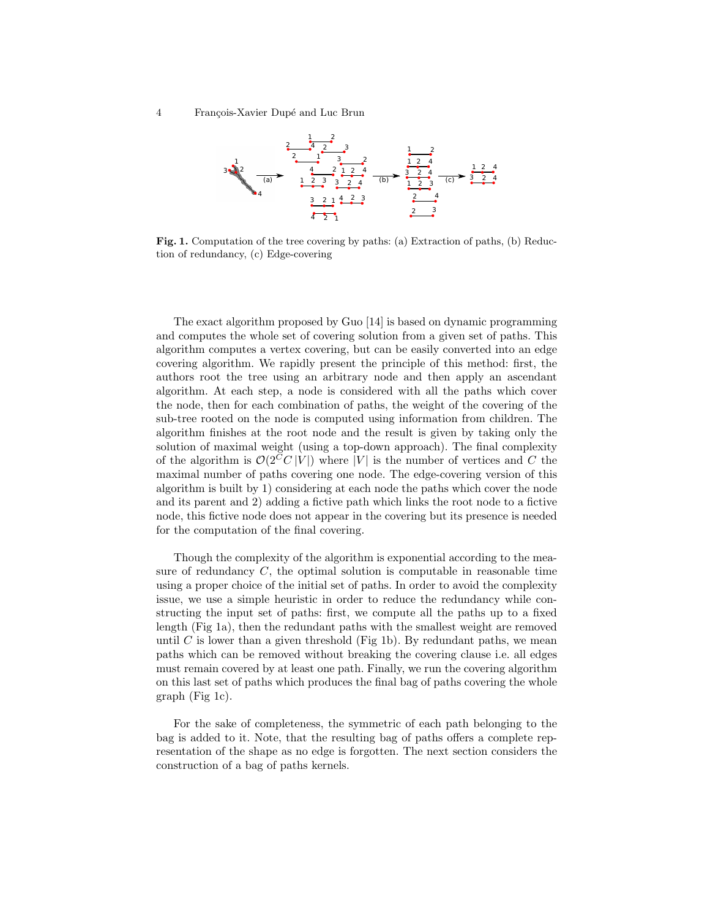**Fig. 1.** Computation of the tree covering by paths: (a) Extraction of paths, (b) Reduction of redundancy, (c) Edge-covering

The exact algorithm proposed by Guo [14] is based on dynamic programming and computes the whole set of covering solution from a given set of paths. This algorithm computes a vertex covering, but can be easily converted into an edge covering algorithm. We rapidly present the principle of this method: first, the authors root the tree using an arbitrary node and then apply an ascendant algorithm. At each step, a node is considered with all the paths which cover the node, then for each combination of paths, the weight of the covering of the sub-tree rooted on the node is computed using information from children. The algorithm finishes at the root node and the result is given by taking only the solution of maximal weight (using a top-down approach). The final complexity of the algorithm is $\mathcal{O}(2^C C\,|V|)$ where $|V|$ is the number of vertices and $C$ the maximal number of paths covering one node. The edge-covering version of this algorithm is built by 1) considering at each node the paths which cover the node and its parent and 2) adding a fictive path which links the root node to a fictive node, this fictive node does not appear in the covering but its presence is needed for the computation of the final covering.

Though the complexity of the algorithm is exponential according to the measure of redundancy $C$, the optimal solution is computable in reasonable time using a proper choice of the initial set of paths. In order to avoid the complexity issue, we use a simple heuristic in order to reduce the redundancy while constructing the input set of paths: first, we compute all the paths up to a fixed length (Fig 1a), then the redundant paths with the smallest weight are removed until $C$ is lower than a given threshold (Fig 1b). By redundant paths, we mean paths which can be removed without breaking the covering clause i.e. all edges must remain covered by at least one path. Finally, we run the covering algorithm on this last set of paths which produces the final bag of paths covering the whole graph (Fig 1c).

For the sake of completeness, the symmetric of each path belonging to the bag is added to it. Note, that the resulting bag of paths offers a complete representation of the shape as no edge is forgotten. The next section considers the construction of a bag of paths kernels.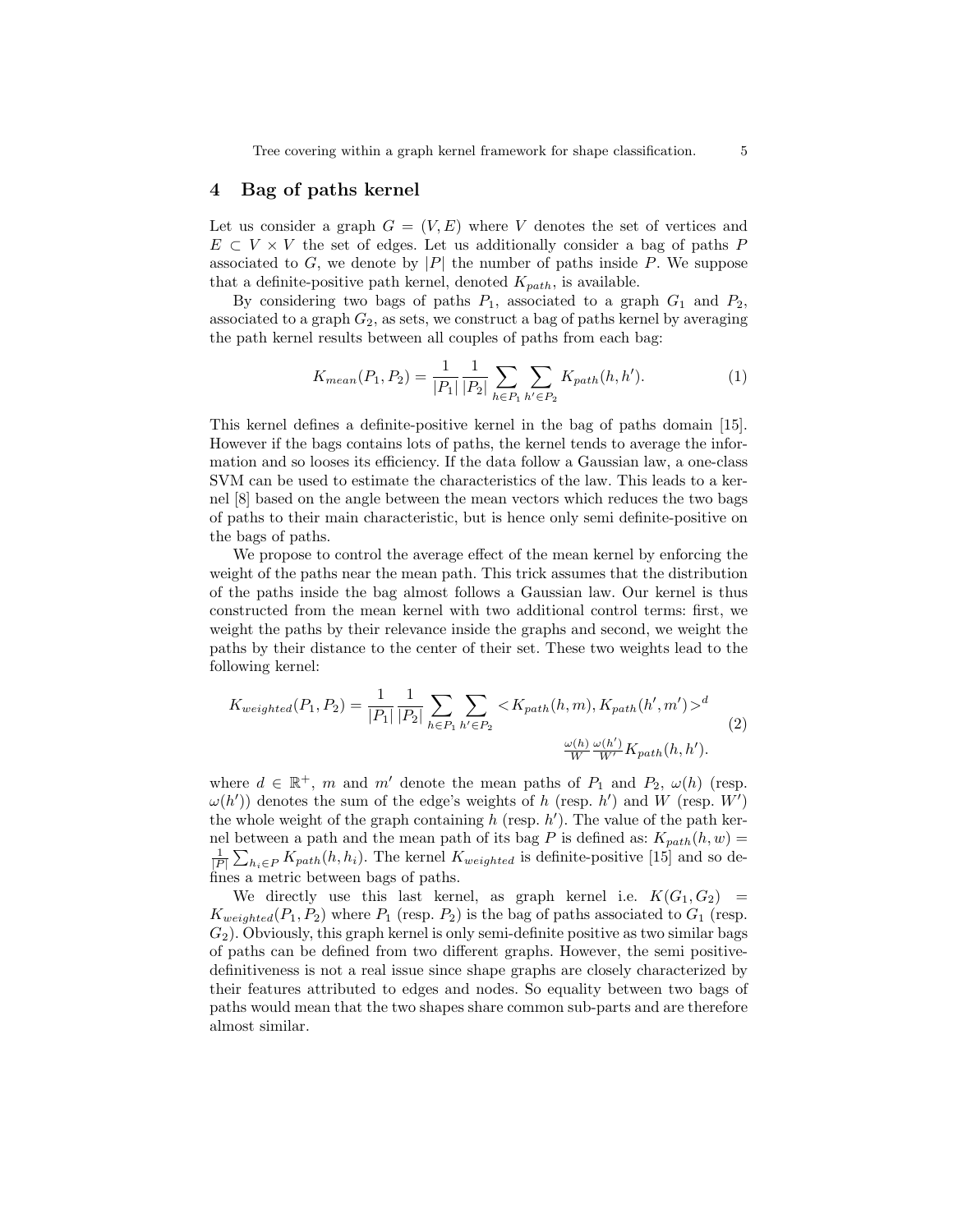## 4 Bag of paths kernel

Let us consider a graph $G = (V, E)$ where $V$ denotes the set of vertices and $E \subset V \times V$ the set of edges. Let us additionally consider a bag of paths $P$ associated to $G$, we denote by $|P|$ the number of paths inside $P$. We suppose that a definite-positive path kernel, denoted $K_{path}$, is available.

By considering two bags of paths $P_1$, associated to a graph $G_1$ and $P_2$, associated to a graph $G_2$, as sets, we construct a bag of paths kernel by averaging the path kernel results between all couples of paths from each bag:

$$K_{mean}(P_1, P_2) = \frac{1}{|P_1|} \frac{1}{|P_2|} \sum_{h \in P_1} \sum_{h' \in P_2} K_{path}(h, h'). \tag{1}$$

This kernel defines a definite-positive kernel in the bag of paths domain [15]. However if the bags contains lots of paths, the kernel tends to average the information and so looses its efficiency. If the data follow a Gaussian law, a one-class SVM can be used to estimate the characteristics of the law. This leads to a kernel [8] based on the angle between the mean vectors which reduces the two bags of paths to their main characteristic, but is hence only semi definite-positive on the bags of paths.

We propose to control the average effect of the mean kernel by enforcing the weight of the paths near the mean path. This trick assumes that the distribution of the paths inside the bag almost follows a Gaussian law. Our kernel is thus constructed from the mean kernel with two additional control terms: first, we weight the paths by their relevance inside the graphs and second, we weight the paths by their distance to the center of their set. These two weights lead to the following kernel:

$$K_{weighted}(P_1, P_2) = \frac{1}{|P_1|} \frac{1}{|P_2|} \sum_{h \in P_1} \sum_{h' \in P_2} < K_{path}(h, m), K_{path}(h', m') >^d \frac{\omega(h)}{W} \frac{\omega(h')}{W'} K_{path}(h, h'). \tag{2}$$

where $d \in \mathbb{R}^+$, $m$ and $m'$ denote the mean paths of $P_1$ and $P_2$, $\omega(h)$ (resp. $\omega(h')$) denotes the sum of the edge's weights of $h$ (resp. $h'$) and $W$ (resp. $W'$) the whole weight of the graph containing $h$ (resp. $h'$). The value of the path kernel between a path and the mean path of its bag $P$ is defined as: $K_{path}(h, w) = \frac{1}{|P|} \sum_{h_i \in P} K_{path}(h, h_i)$. The kernel $K_{weighted}$ is definite-positive [15] and so defines a metric between bags of paths.

We directly use this last kernel, as graph kernel i.e. $K(G_1, G_2) = K_{weighted}(P_1, P_2)$ where $P_1$ (resp. $P_2$) is the bag of paths associated to $G_1$ (resp. $G_2$). Obviously, this graph kernel is only semi-definite positive as two similar bags of paths can be defined from two different graphs. However, the semi positive-definitiveness is not a real issue since shape graphs are closely characterized by their features attributed to edges and nodes. So equality between two bags of paths would mean that the two shapes share common sub-parts and are therefore almost similar.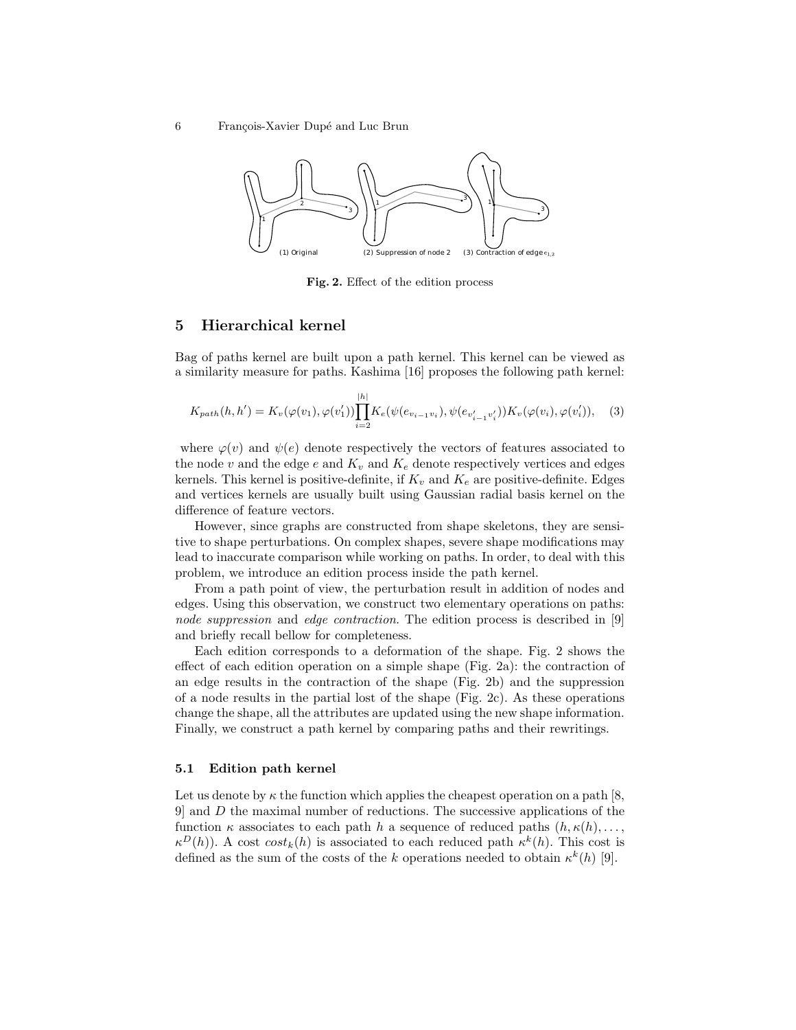(1) Original (2) Suppression of node 2 (3) Contraction of edge $e_{1,2}$

**Fig. 2.** Effect of the edition process

## 5 Hierarchical kernel

Bag of paths kernel are built upon a path kernel. This kernel can be viewed as a similarity measure for paths. Kashima [16] proposes the following path kernel:

$$K_{path}(h, h') = K_v(\varphi(v_1), \varphi(v'_1)) \prod_{i=2}^{|h|} K_e(\psi(e_{v_{i-1}v_i}), \psi(e_{v'_{i-1}v'_i})) K_v(\varphi(v_i), \varphi(v'_i)), \quad (3)$$

where $\varphi(v)$ and $\psi(e)$ denote respectively the vectors of features associated to the node $v$ and the edge $e$ and $K_v$ and $K_e$ denote respectively vertices and edges kernels. This kernel is positive-definite, if $K_v$ and $K_e$ are positive-definite. Edges and vertices kernels are usually built using Gaussian radial basis kernel on the difference of feature vectors.

However, since graphs are constructed from shape skeletons, they are sensitive to shape perturbations. On complex shapes, severe shape modifications may lead to inaccurate comparison while working on paths. In order, to deal with this problem, we introduce an edition process inside the path kernel.

From a path point of view, the perturbation result in addition of nodes and edges. Using this observation, we construct two elementary operations on paths: *node suppression* and *edge contraction*. The edition process is described in [9] and briefly recall bellow for completeness.

Each edition corresponds to a deformation of the shape. Fig. 2 shows the effect of each edition operation on a simple shape (Fig. 2a): the contraction of an edge results in the contraction of the shape (Fig. 2b) and the suppression of a node results in the partial lost of the shape (Fig. 2c). As these operations change the shape, all the attributes are updated using the new shape information. Finally, we construct a path kernel by comparing paths and their rewritings.

### 5.1 Edition path kernel

Let us denote by $\kappa$ the function which applies the cheapest operation on a path [8, 9] and $D$ the maximal number of reductions. The successive applications of the function $\kappa$ associates to each path $h$ a sequence of reduced paths $(h, \kappa(h), \ldots, \kappa^D(h))$. A cost $cost_k(h)$ is associated to each reduced path $\kappa^k(h)$. This cost is defined as the sum of the costs of the $k$ operations needed to obtain $\kappa^k(h)$ [9].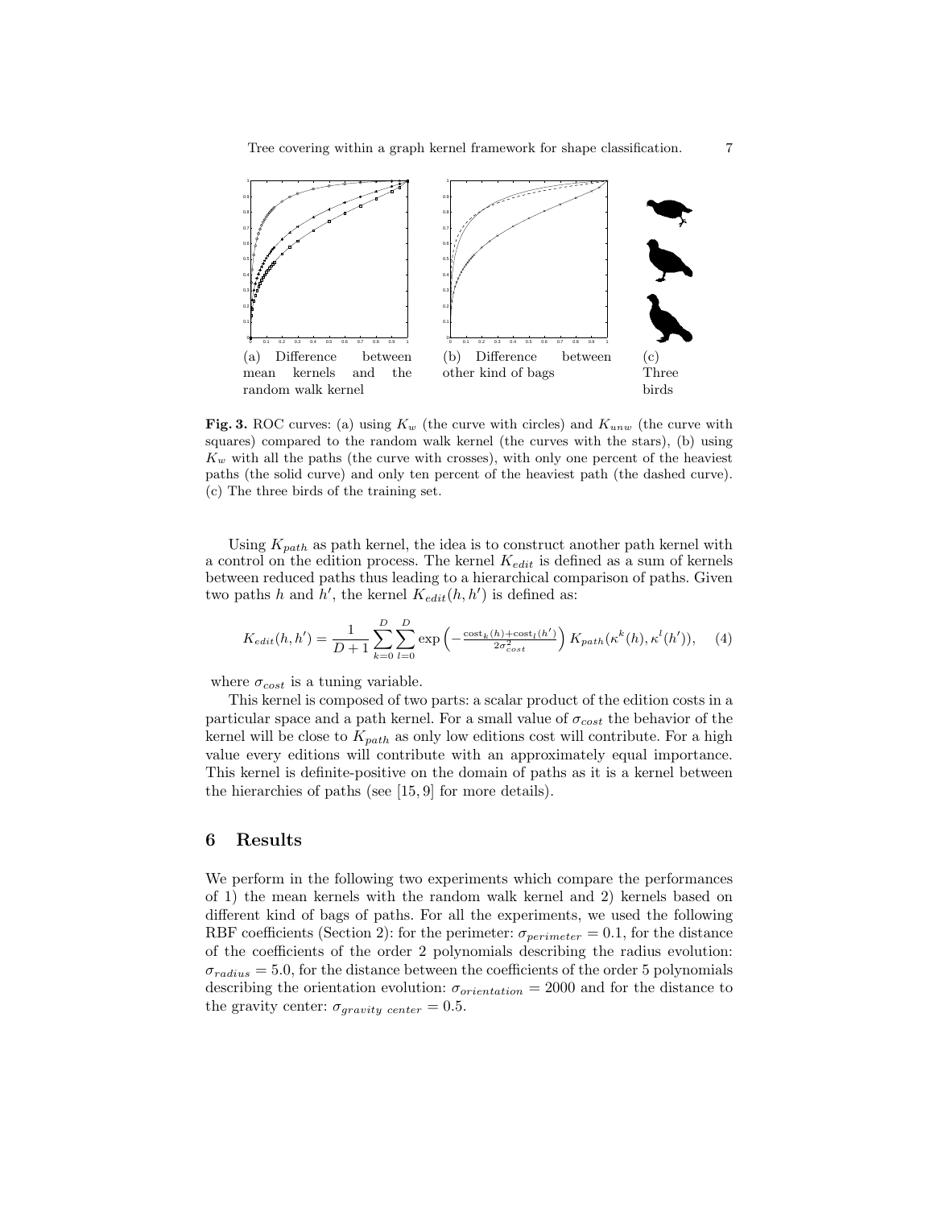(a) Difference between mean kernels and the random walk kernel

(b) Difference between other kind of bags

(c) Three birds

**Fig. 3.** ROC curves: (a) using $K_w$ (the curve with circles) and $K_{unw}$ (the curve with squares) compared to the random walk kernel (the curves with the stars), (b) using $K_w$ with all the paths (the curve with crosses), with only one percent of the heaviest paths (the solid curve) and only ten percent of the heaviest path (the dashed curve). (c) The three birds of the training set.

Using $K_{path}$ as path kernel, the idea is to construct another path kernel with a control on the edition process. The kernel $K_{edit}$ is defined as a sum of kernels between reduced paths thus leading to a hierarchical comparison of paths. Given two paths $h$ and $h'$, the kernel $K_{edit}(h, h')$ is defined as:

$$K_{edit}(h, h') = \frac{1}{D+1} \sum_{k=0}^{D} \sum_{l=0}^{D} \exp\left(-\frac{\text{cost}_k(h) + \text{cost}_l(h')}{2\sigma_{cost}^2}\right) K_{path}(\kappa^k(h), \kappa^l(h')), \quad (4)$$

where $\sigma_{cost}$ is a tuning variable.

This kernel is composed of two parts: a scalar product of the edition costs in a particular space and a path kernel. For a small value of $\sigma_{cost}$ the behavior of the kernel will be close to $K_{path}$ as only low editions cost will contribute. For a high value every editions will contribute with an approximately equal importance. This kernel is definite-positive on the domain of paths as it is a kernel between the hierarchies of paths (see [15, 9] for more details).

## 6 Results

We perform in the following two experiments which compare the performances of 1) the mean kernels with the random walk kernel and 2) kernels based on different kind of bags of paths. For all the experiments, we used the following RBF coefficients (Section 2): for the perimeter: $\sigma_{perimeter} = 0.1$, for the distance of the coefficients of the order 2 polynomials describing the radius evolution: $\sigma_{radius} = 5.0$, for the distance between the coefficients of the order 5 polynomials describing the orientation evolution: $\sigma_{orientation} = 2000$ and for the distance to the gravity center: $\sigma_{gravity\ center} = 0.5$.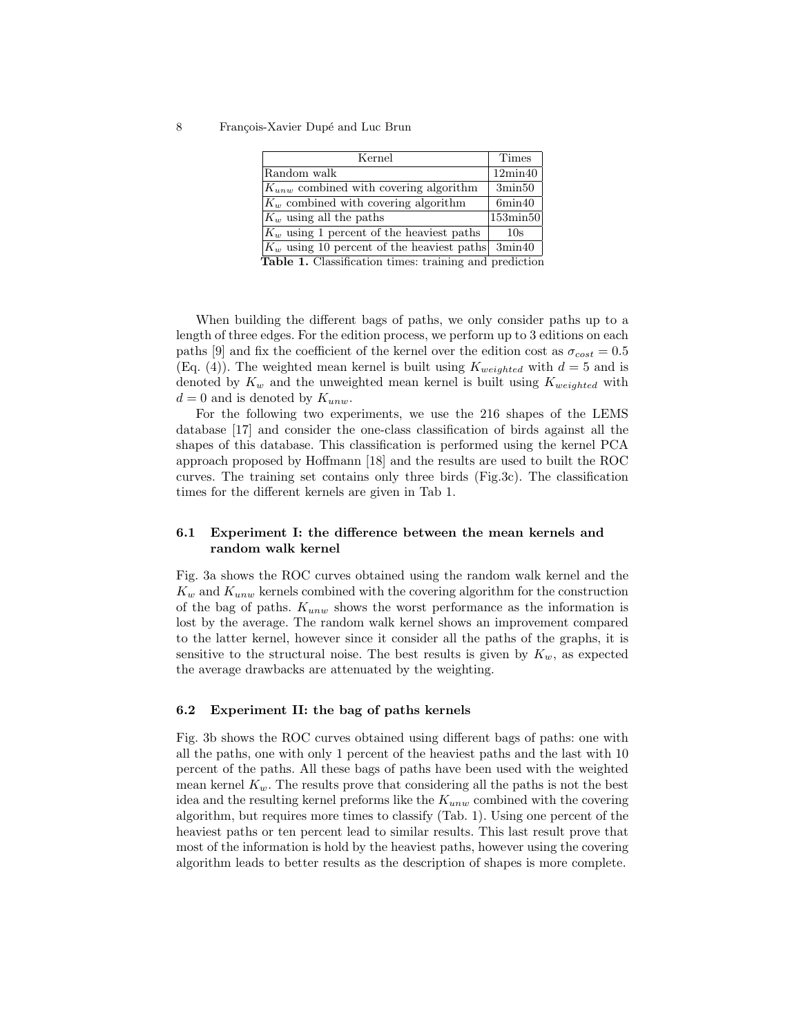| Kernel | Times |
|---|---|
| Random walk | 12min40 |
| $K_{unw}$ combined with covering algorithm | 3min50 |
| $K_w$ combined with covering algorithm | 6min40 |
| $K_w$ using all the paths | 153min50 |
| $K_w$ using 1 percent of the heaviest paths | 10s |
| $K_w$ using 10 percent of the heaviest paths | 3min40 |

**Table 1.** Classification times: training and prediction

When building the different bags of paths, we only consider paths up to a length of three edges. For the edition process, we perform up to 3 editions on each paths [9] and fix the coefficient of the kernel over the edition cost as $\sigma_{cost} = 0.5$ (Eq. (4)). The weighted mean kernel is built using $K_{weighted}$ with $d = 5$ and is denoted by $K_w$ and the unweighted mean kernel is built using $K_{weighted}$ with $d = 0$ and is denoted by $K_{unw}$.

For the following two experiments, we use the 216 shapes of the LEMS database [17] and consider the one-class classification of birds against all the shapes of this database. This classification is performed using the kernel PCA approach proposed by Hoffmann [18] and the results are used to built the ROC curves. The training set contains only three birds (Fig.3c). The classification times for the different kernels are given in Tab 1.

### 6.1 Experiment I: the difference between the mean kernels and random walk kernel

Fig. 3a shows the ROC curves obtained using the random walk kernel and the $K_w$ and $K_{unw}$ kernels combined with the covering algorithm for the construction of the bag of paths. $K_{unw}$ shows the worst performance as the information is lost by the average. The random walk kernel shows an improvement compared to the latter kernel, however since it consider all the paths of the graphs, it is sensitive to the structural noise. The best results is given by $K_w$, as expected the average drawbacks are attenuated by the weighting.

### 6.2 Experiment II: the bag of paths kernels

Fig. 3b shows the ROC curves obtained using different bags of paths: one with all the paths, one with only 1 percent of the heaviest paths and the last with 10 percent of the paths. All these bags of paths have been used with the weighted mean kernel $K_w$. The results prove that considering all the paths is not the best idea and the resulting kernel preforms like the $K_{unw}$ combined with the covering algorithm, but requires more times to classify (Tab. 1). Using one percent of the heaviest paths or ten percent lead to similar results. This last result prove that most of the information is hold by the heaviest paths, however using the covering algorithm leads to better results as the description of shapes is more complete.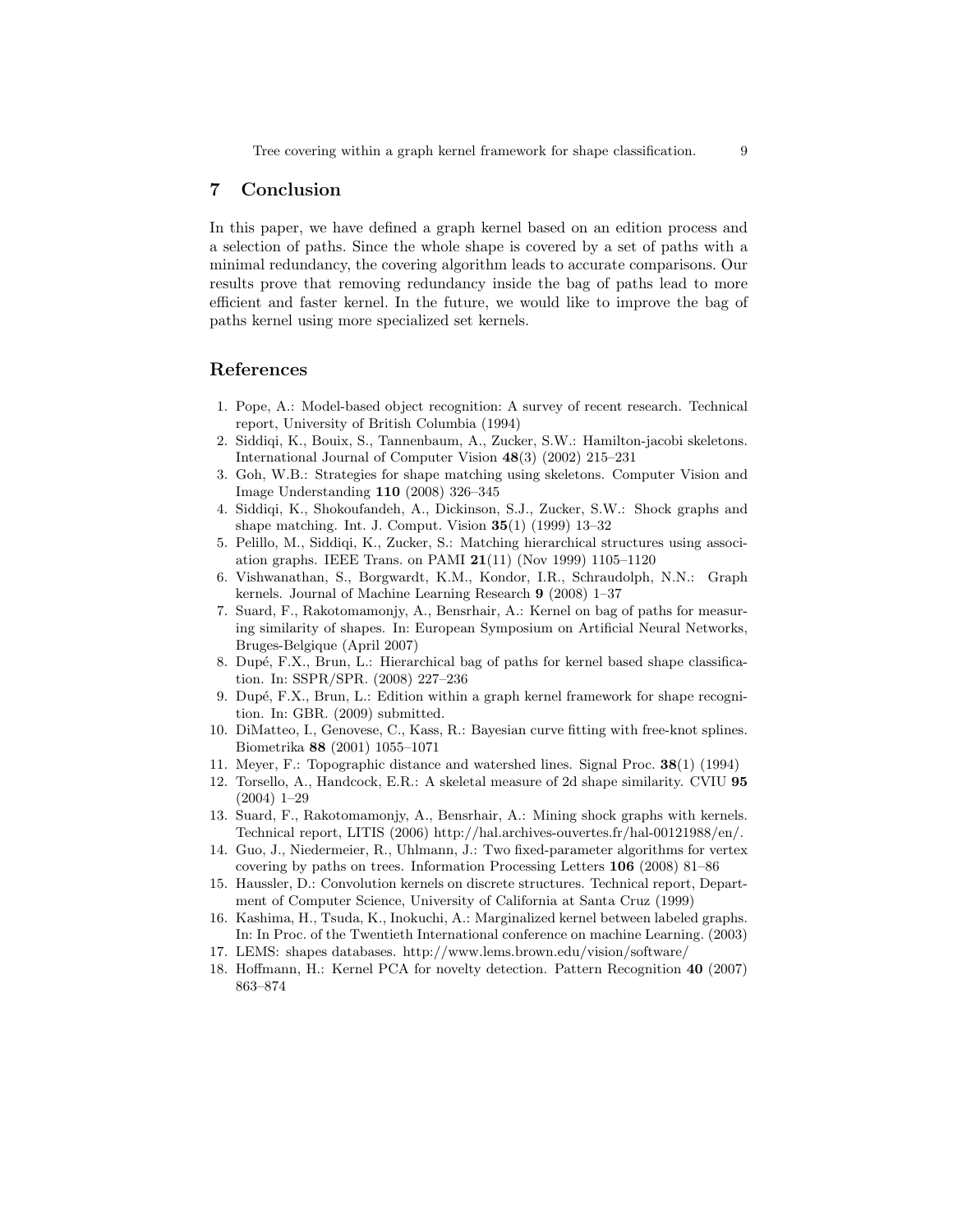## 7 Conclusion

In this paper, we have defined a graph kernel based on an edition process and a selection of paths. Since the whole shape is covered by a set of paths with a minimal redundancy, the covering algorithm leads to accurate comparisons. Our results prove that removing redundancy inside the bag of paths lead to more efficient and faster kernel. In the future, we would like to improve the bag of paths kernel using more specialized set kernels.

## References

1. Pope, A.: Model-based object recognition: A survey of recent research. Technical report, University of British Columbia (1994)
2. Siddiqi, K., Bouix, S., Tannenbaum, A., Zucker, S.W.: Hamilton-jacobi skeletons. International Journal of Computer Vision **48**(3) (2002) 215–231
3. Goh, W.B.: Strategies for shape matching using skeletons. Computer Vision and Image Understanding **110** (2008) 326–345
4. Siddiqi, K., Shokoufandeh, A., Dickinson, S.J., Zucker, S.W.: Shock graphs and shape matching. Int. J. Comput. Vision **35**(1) (1999) 13–32
5. Pelillo, M., Siddiqi, K., Zucker, S.: Matching hierarchical structures using association graphs. IEEE Trans. on PAMI **21**(11) (Nov 1999) 1105–1120
6. Vishwanathan, S., Borgwardt, K.M., Kondor, I.R., Schraudolph, N.N.: Graph kernels. Journal of Machine Learning Research **9** (2008) 1–37
7. Suard, F., Rakotomamonjy, A., Bensrhair, A.: Kernel on bag of paths for measuring similarity of shapes. In: European Symposium on Artificial Neural Networks, Bruges-Belgique (April 2007)
8. Dupé, F.X., Brun, L.: Hierarchical bag of paths for kernel based shape classification. In: SSPR/SPR. (2008) 227–236
9. Dupé, F.X., Brun, L.: Edition within a graph kernel framework for shape recognition. In: GBR. (2009) submitted.
10. DiMatteo, I., Genovese, C., Kass, R.: Bayesian curve fitting with free-knot splines. Biometrika **88** (2001) 1055–1071
11. Meyer, F.: Topographic distance and watershed lines. Signal Proc. **38**(1) (1994)
12. Torsello, A., Handcock, E.R.: A skeletal measure of 2d shape similarity. CVIU **95** (2004) 1–29
13. Suard, F., Rakotomamonjy, A., Bensrhair, A.: Mining shock graphs with kernels. Technical report, LITIS (2006) http://hal.archives-ouvertes.fr/hal-00121988/en/.
14. Guo, J., Niedermeier, R., Uhlmann, J.: Two fixed-parameter algorithms for vertex covering by paths on trees. Information Processing Letters **106** (2008) 81–86
15. Haussler, D.: Convolution kernels on discrete structures. Technical report, Department of Computer Science, University of California at Santa Cruz (1999)
16. Kashima, H., Tsuda, K., Inokuchi, A.: Marginalized kernel between labeled graphs. In: In Proc. of the Twentieth International conference on machine Learning. (2003)
17. LEMS: shapes databases. http://www.lems.brown.edu/vision/software/
18. Hoffmann, H.: Kernel PCA for novelty detection. Pattern Recognition **40** (2007) 863–874